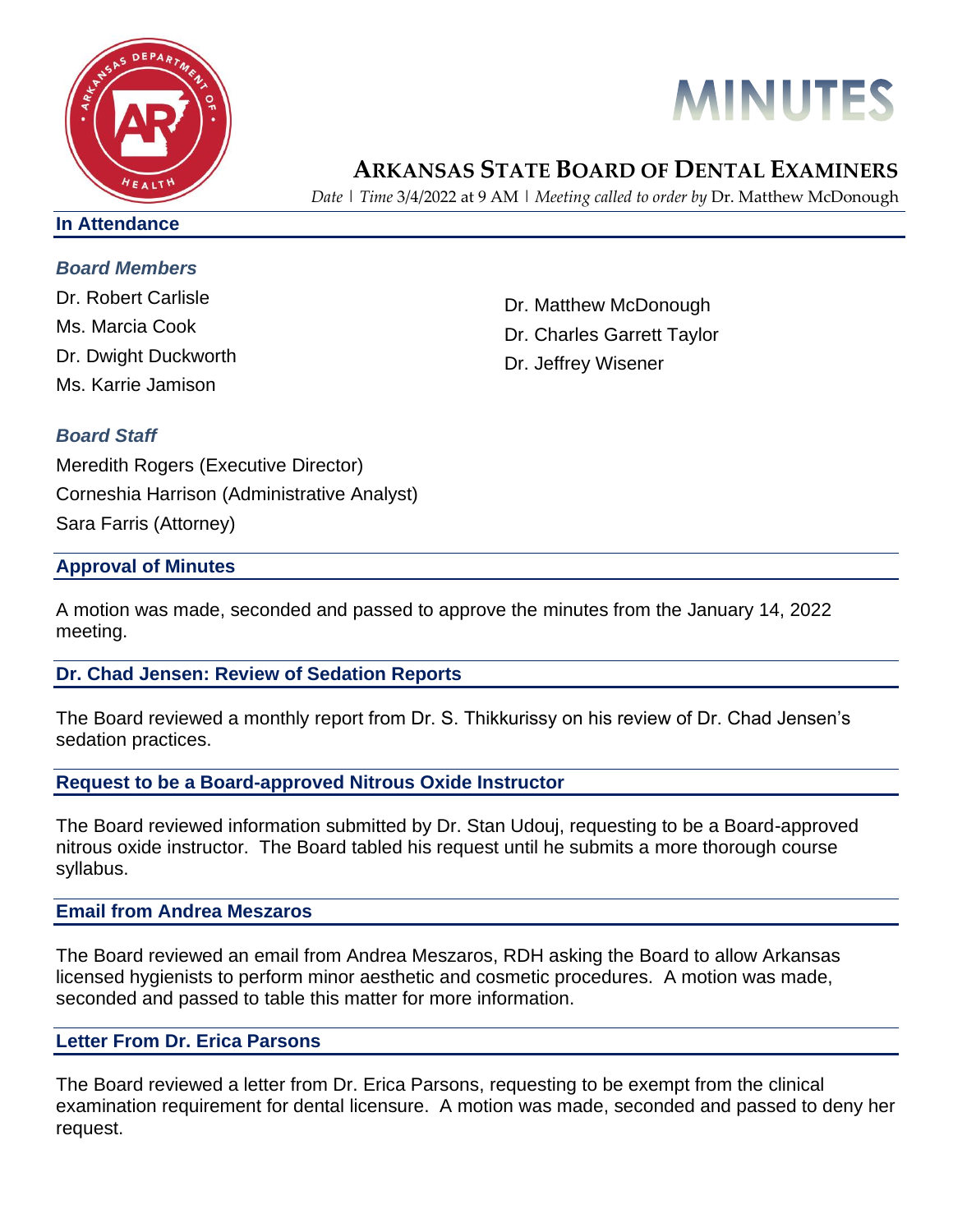# MINUTES

## ARKANSAS STATE BOARD OF DENTAL EXAMINERS

*Date* | *Time* 3/4/2022 at 9 AM | *Meeting called to order by* Dr. Matthew McDonough

### In Attendance

#### *Board Members*

Dr. Robert Carlisle
Ms. Marcia Cook
Dr. Dwight Duckworth
Ms. Karrie Jamison
Dr. Matthew McDonough
Dr. Charles Garrett Taylor
Dr. Jeffrey Wisener

#### *Board Staff*

Meredith Rogers (Executive Director)
Corneshia Harrison (Administrative Analyst)
Sara Farris (Attorney)

### Approval of Minutes

A motion was made, seconded and passed to approve the minutes from the January 14, 2022 meeting.

### Dr. Chad Jensen: Review of Sedation Reports

The Board reviewed a monthly report from Dr. S. Thikkurissy on his review of Dr. Chad Jensen's sedation practices.

### Request to be a Board-approved Nitrous Oxide Instructor

The Board reviewed information submitted by Dr. Stan Udouj, requesting to be a Board-approved nitrous oxide instructor. The Board tabled his request until he submits a more thorough course syllabus.

### Email from Andrea Meszaros

The Board reviewed an email from Andrea Meszaros, RDH asking the Board to allow Arkansas licensed hygienists to perform minor aesthetic and cosmetic procedures. A motion was made, seconded and passed to table this matter for more information.

### Letter From Dr. Erica Parsons

The Board reviewed a letter from Dr. Erica Parsons, requesting to be exempt from the clinical examination requirement for dental licensure. A motion was made, seconded and passed to deny her request.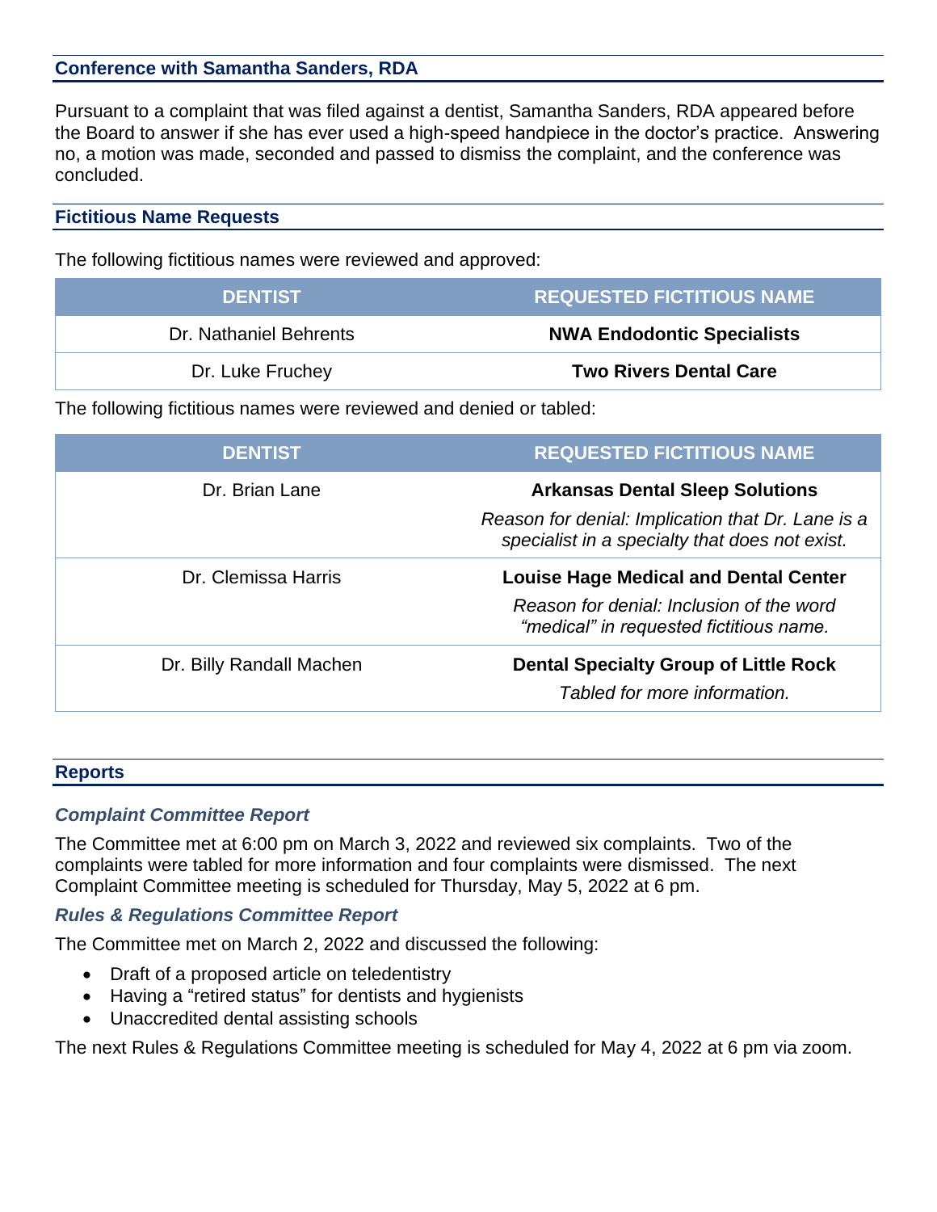## Conference with Samantha Sanders, RDA

Pursuant to a complaint that was filed against a dentist, Samantha Sanders, RDA appeared before the Board to answer if she has ever used a high-speed handpiece in the doctor's practice. Answering no, a motion was made, seconded and passed to dismiss the complaint, and the conference was concluded.

## Fictitious Name Requests

The following fictitious names were reviewed and approved:

| DENTIST | REQUESTED FICTITIOUS NAME |
|---|---|
| Dr. Nathaniel Behrents | **NWA Endodontic Specialists** |
| Dr. Luke Fruchey | **Two Rivers Dental Care** |

The following fictitious names were reviewed and denied or tabled:

| DENTIST | REQUESTED FICTITIOUS NAME |
|---|---|
| Dr. Brian Lane | **Arkansas Dental Sleep Solutions** *Reason for denial: Implication that Dr. Lane is a specialist in a specialty that does not exist.* |
| Dr. Clemissa Harris | **Louise Hage Medical and Dental Center** *Reason for denial: Inclusion of the word "medical" in requested fictitious name.* |
| Dr. Billy Randall Machen | **Dental Specialty Group of Little Rock** *Tabled for more information.* |

## Reports

### *Complaint Committee Report*

The Committee met at 6:00 pm on March 3, 2022 and reviewed six complaints. Two of the complaints were tabled for more information and four complaints were dismissed. The next Complaint Committee meeting is scheduled for Thursday, May 5, 2022 at 6 pm.

### *Rules & Regulations Committee Report*

The Committee met on March 2, 2022 and discussed the following:

- Draft of a proposed article on teledentistry
- Having a "retired status" for dentists and hygienists
- Unaccredited dental assisting schools

The next Rules & Regulations Committee meeting is scheduled for May 4, 2022 at 6 pm via zoom.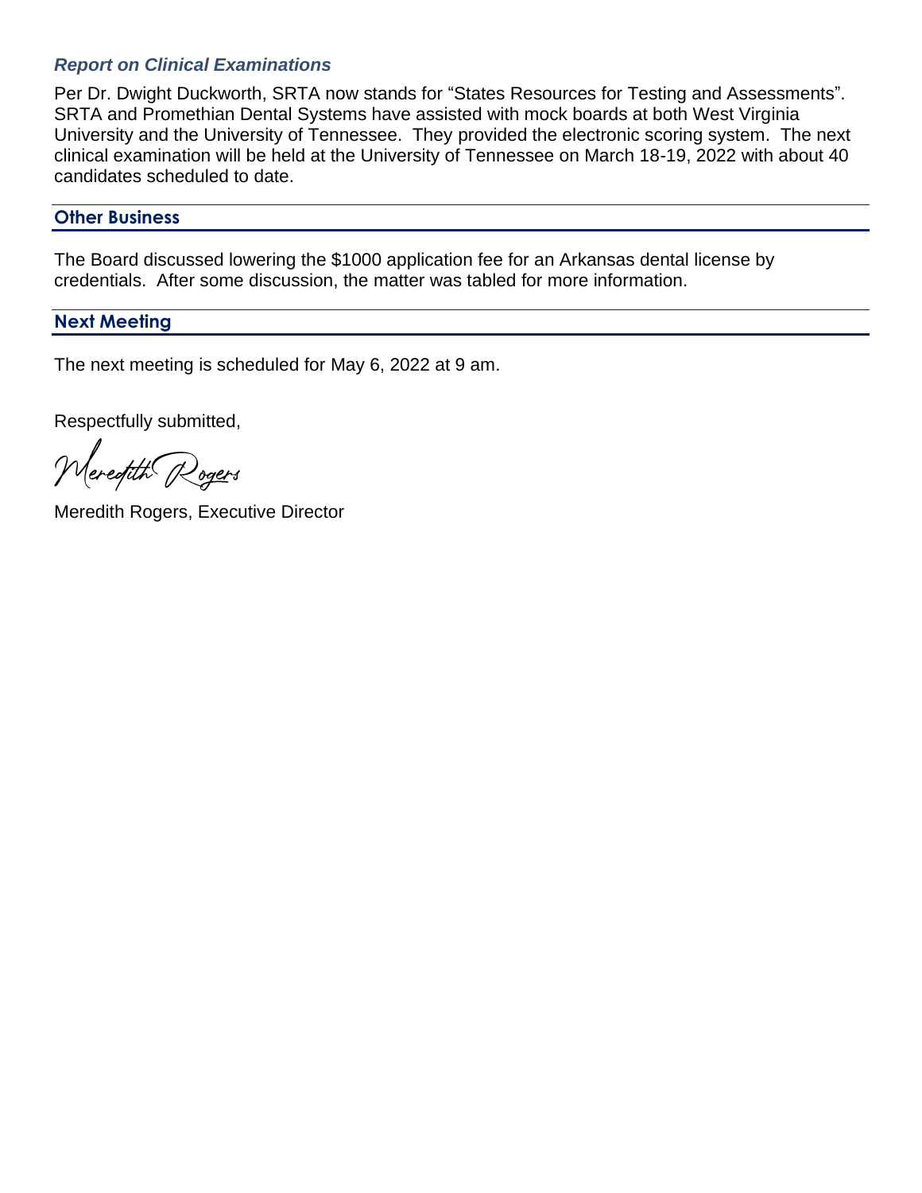### *Report on Clinical Examinations*

Per Dr. Dwight Duckworth, SRTA now stands for "States Resources for Testing and Assessments". SRTA and Promethian Dental Systems have assisted with mock boards at both West Virginia University and the University of Tennessee. They provided the electronic scoring system. The next clinical examination will be held at the University of Tennessee on March 18-19, 2022 with about 40 candidates scheduled to date.

## Other Business

The Board discussed lowering the $1000 application fee for an Arkansas dental license by credentials. After some discussion, the matter was tabled for more information.

## Next Meeting

The next meeting is scheduled for May 6, 2022 at 9 am.

Respectfully submitted,

Meredith Rogers

Meredith Rogers, Executive Director